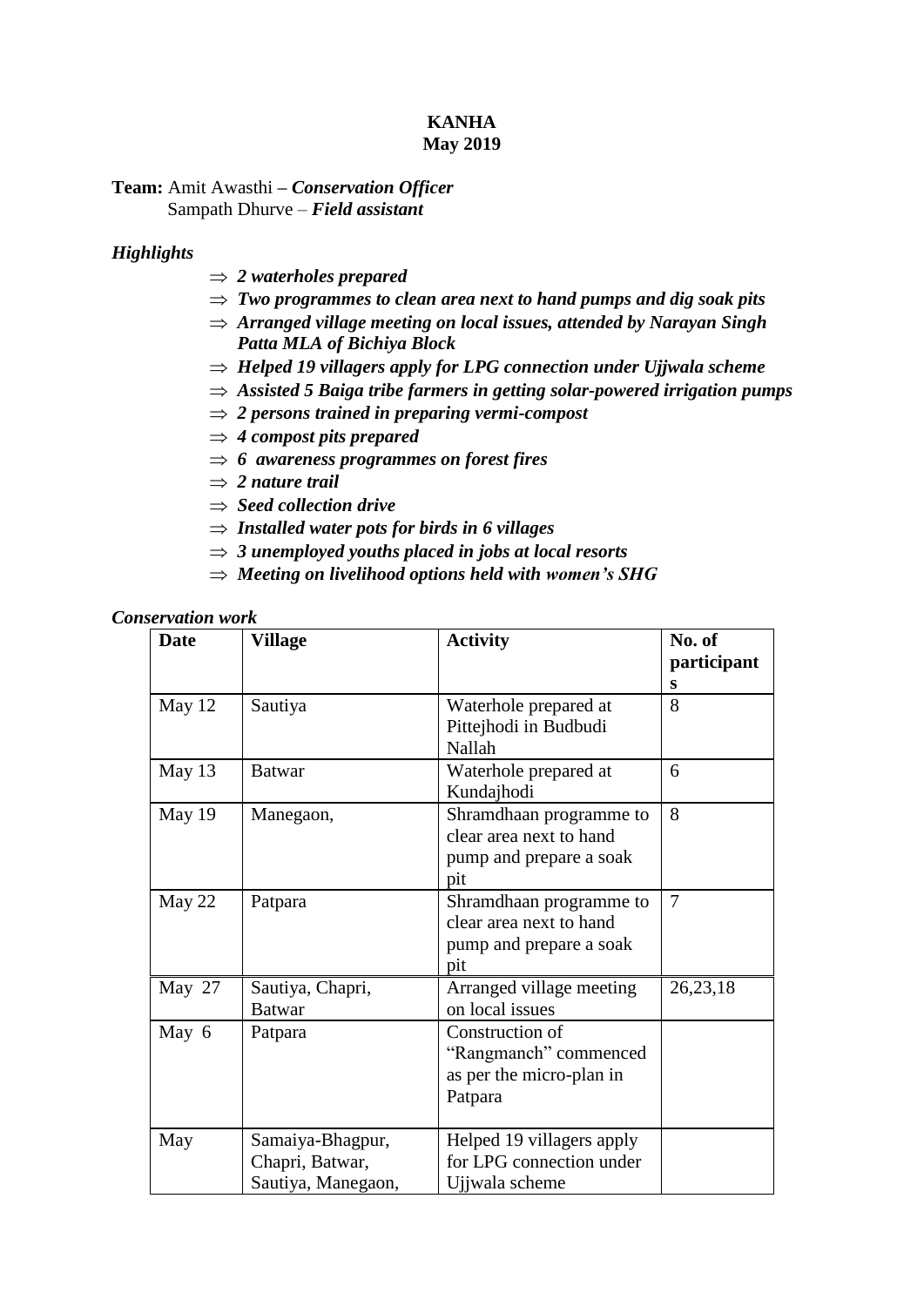**KANHA**
**May 2019**

**Team:** Amit Awasthi **–** ***Conservation Officer***
Sampath Dhurve – ***Field assistant***

***Highlights***

- ⇒ ***2 waterholes prepared***
- ⇒ ***Two programmes to clean area next to hand pumps and dig soak pits***
- ⇒ ***Arranged village meeting on local issues, attended by Narayan Singh Patta MLA of Bichiya Block***
- ⇒ ***Helped 19 villagers apply for LPG connection under Ujjwala scheme***
- ⇒ ***Assisted 5 Baiga tribe farmers in getting solar-powered irrigation pumps***
- ⇒ ***2 persons trained in preparing vermi-compost***
- ⇒ ***4 compost pits prepared***
- ⇒ ***6 awareness programmes on forest fires***
- ⇒ ***2 nature trail***
- ⇒ ***Seed collection drive***
- ⇒ ***Installed water pots for birds in 6 villages***
- ⇒ ***3 unemployed youths placed in jobs at local resorts***
- ⇒ ***Meeting on livelihood options held with women's SHG***

***Conservation work***

| **Date** | **Village** | **Activity** | **No. of participants** |
|---|---|---|---|
| May 12 | Sautiya | Waterhole prepared at Pittejhodi in Budbudi Nallah | 8 |
| May 13 | Batwar | Waterhole prepared at Kundajhodi | 6 |
| May 19 | Manegaon, | Shramdhaan programme to clear area next to hand pump and prepare a soak pit | 8 |
| May 22 | Patpara | Shramdhaan programme to clear area next to hand pump and prepare a soak pit | 7 |
| May 27 | Sautiya, Chapri, Batwar | Arranged village meeting on local issues | 26,23,18 |
| May 6 | Patpara | Construction of "Rangmanch" commenced as per the micro-plan in Patpara | |
| May | Samaiya-Bhagpur, Chapri, Batwar, Sautiya, Manegaon, | Helped 19 villagers apply for LPG connection under Ujjwala scheme | |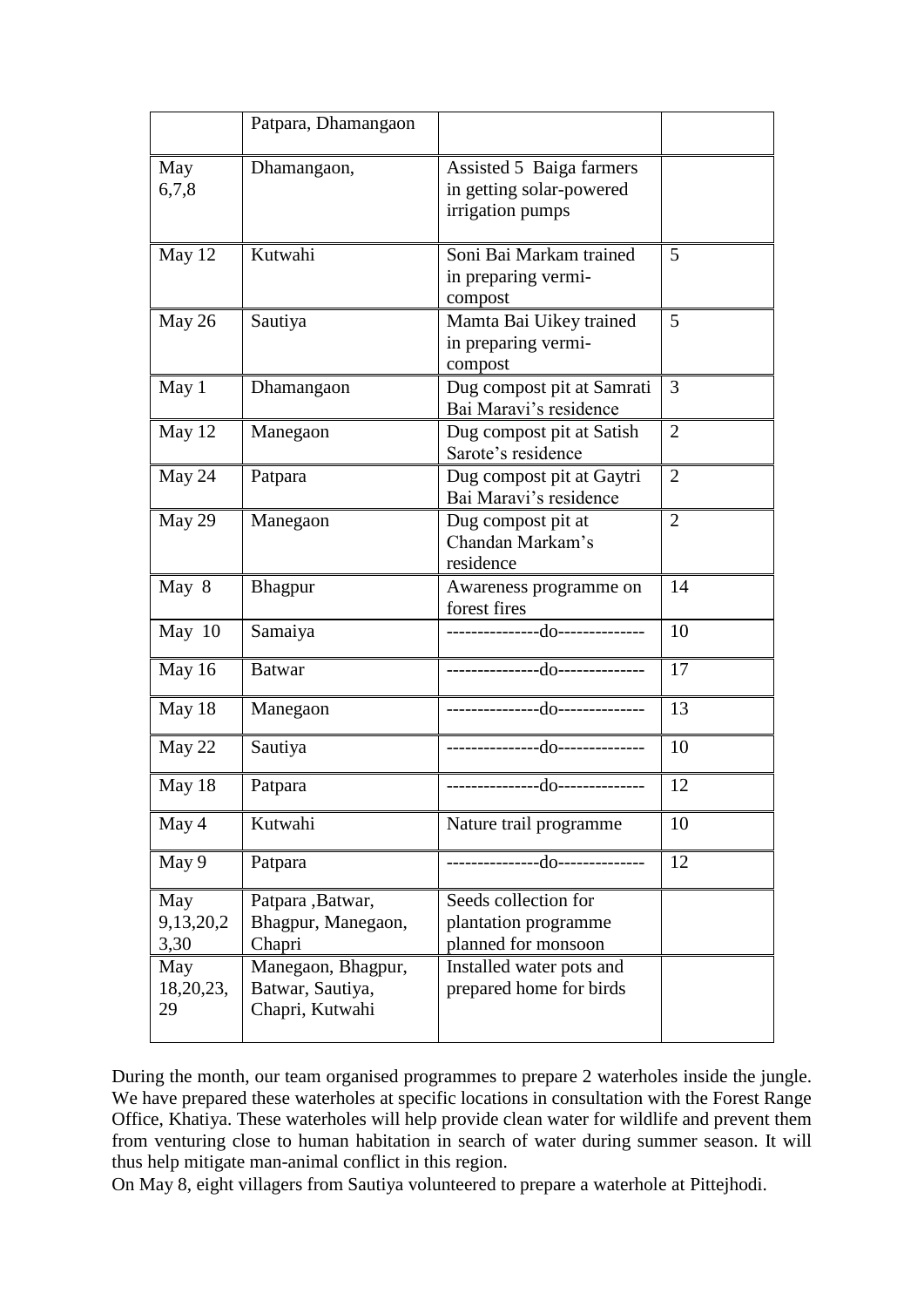|  | Patpara, Dhamangaon |  |  |
|---|---|---|---|
| May 6,7,8 | Dhamangaon, | Assisted 5 Baiga farmers in getting solar-powered irrigation pumps |  |
| May 12 | Kutwahi | Soni Bai Markam trained in preparing vermi-compost | 5 |
| May 26 | Sautiya | Mamta Bai Uikey trained in preparing vermi-compost | 5 |
| May 1 | Dhamangaon | Dug compost pit at Samrati Bai Maravi's residence | 3 |
| May 12 | Manegaon | Dug compost pit at Satish Sarote's residence | 2 |
| May 24 | Patpara | Dug compost pit at Gaytri Bai Maravi's residence | 2 |
| May 29 | Manegaon | Dug compost pit at Chandan Markam's residence | 2 |
| May 8 | Bhagpur | Awareness programme on forest fires | 14 |
| May 10 | Samaiya | ---------------do-------------- | 10 |
| May 16 | Batwar | ---------------do-------------- | 17 |
| May 18 | Manegaon | ---------------do-------------- | 13 |
| May 22 | Sautiya | ---------------do-------------- | 10 |
| May 18 | Patpara | ---------------do-------------- | 12 |
| May 4 | Kutwahi | Nature trail programme | 10 |
| May 9 | Patpara | ---------------do-------------- | 12 |
| May 9,13,20,23,30 | Patpara ,Batwar, Bhagpur, Manegaon, Chapri | Seeds collection for plantation programme planned for monsoon |  |
| May 18,20,23, 29 | Manegaon, Bhagpur, Batwar, Sautiya, Chapri, Kutwahi | Installed water pots and prepared home for birds |  |

During the month, our team organised programmes to prepare 2 waterholes inside the jungle. We have prepared these waterholes at specific locations in consultation with the Forest Range Office, Khatiya. These waterholes will help provide clean water for wildlife and prevent them from venturing close to human habitation in search of water during summer season. It will thus help mitigate man-animal conflict in this region.

On May 8, eight villagers from Sautiya volunteered to prepare a waterhole at Pittejhodi.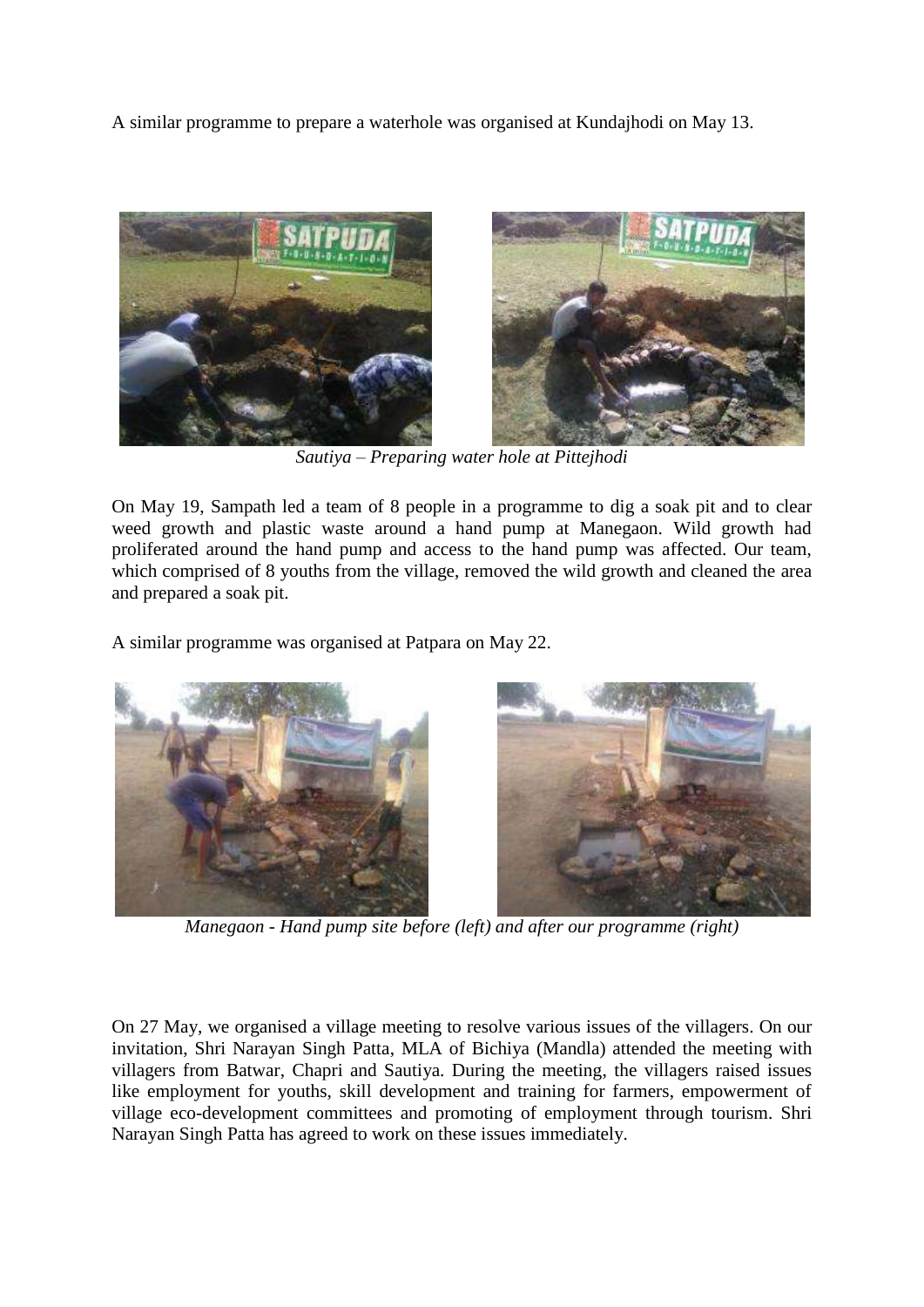A similar programme to prepare a waterhole was organised at Kundajhodi on May 13.

*Sautiya – Preparing water hole at Pittejhodi*

On May 19, Sampath led a team of 8 people in a programme to dig a soak pit and to clear weed growth and plastic waste around a hand pump at Manegaon. Wild growth had proliferated around the hand pump and access to the hand pump was affected. Our team, which comprised of 8 youths from the village, removed the wild growth and cleaned the area and prepared a soak pit.

A similar programme was organised at Patpara on May 22.

*Manegaon - Hand pump site before (left) and after our programme (right)*

On 27 May, we organised a village meeting to resolve various issues of the villagers. On our invitation, Shri Narayan Singh Patta, MLA of Bichiya (Mandla) attended the meeting with villagers from Batwar, Chapri and Sautiya. During the meeting, the villagers raised issues like employment for youths, skill development and training for farmers, empowerment of village eco-development committees and promoting of employment through tourism. Shri Narayan Singh Patta has agreed to work on these issues immediately.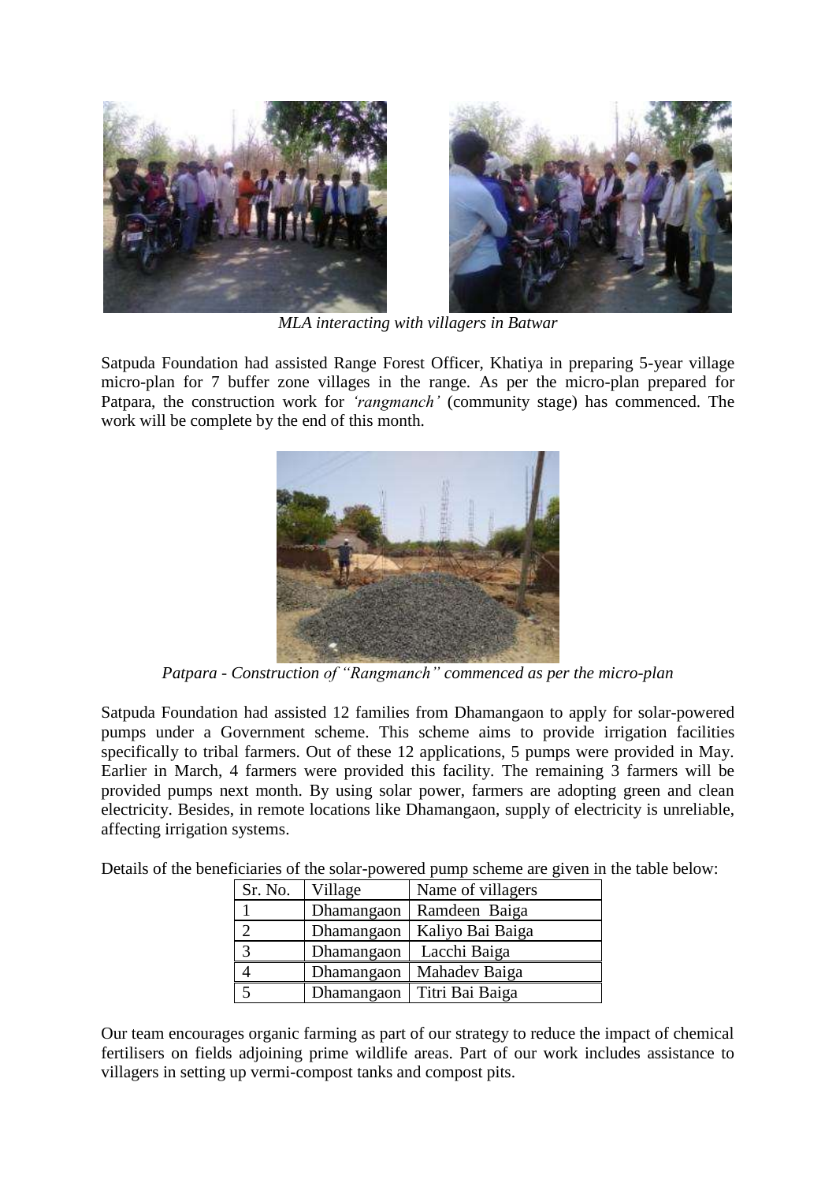*MLA interacting with villagers in Batwar*

Satpuda Foundation had assisted Range Forest Officer, Khatiya in preparing 5-year village micro-plan for 7 buffer zone villages in the range. As per the micro-plan prepared for Patpara, the construction work for *'rangmanch'* (community stage) has commenced. The work will be complete by the end of this month.

*Patpara - Construction of "Rangmanch" commenced as per the micro-plan*

Satpuda Foundation had assisted 12 families from Dhamangaon to apply for solar-powered pumps under a Government scheme. This scheme aims to provide irrigation facilities specifically to tribal farmers. Out of these 12 applications, 5 pumps were provided in May. Earlier in March, 4 farmers were provided this facility. The remaining 3 farmers will be provided pumps next month. By using solar power, farmers are adopting green and clean electricity. Besides, in remote locations like Dhamangaon, supply of electricity is unreliable, affecting irrigation systems.

Details of the beneficiaries of the solar-powered pump scheme are given in the table below:

| Sr. No. | Village | Name of villagers |
|---|---|---|
| 1 | Dhamangaon | Ramdeen Baiga |
| 2 | Dhamangaon | Kaliyo Bai Baiga |
| 3 | Dhamangaon | Lacchi Baiga |
| 4 | Dhamangaon | Mahadev Baiga |
| 5 | Dhamangaon | Titri Bai Baiga |

Our team encourages organic farming as part of our strategy to reduce the impact of chemical fertilisers on fields adjoining prime wildlife areas. Part of our work includes assistance to villagers in setting up vermi-compost tanks and compost pits.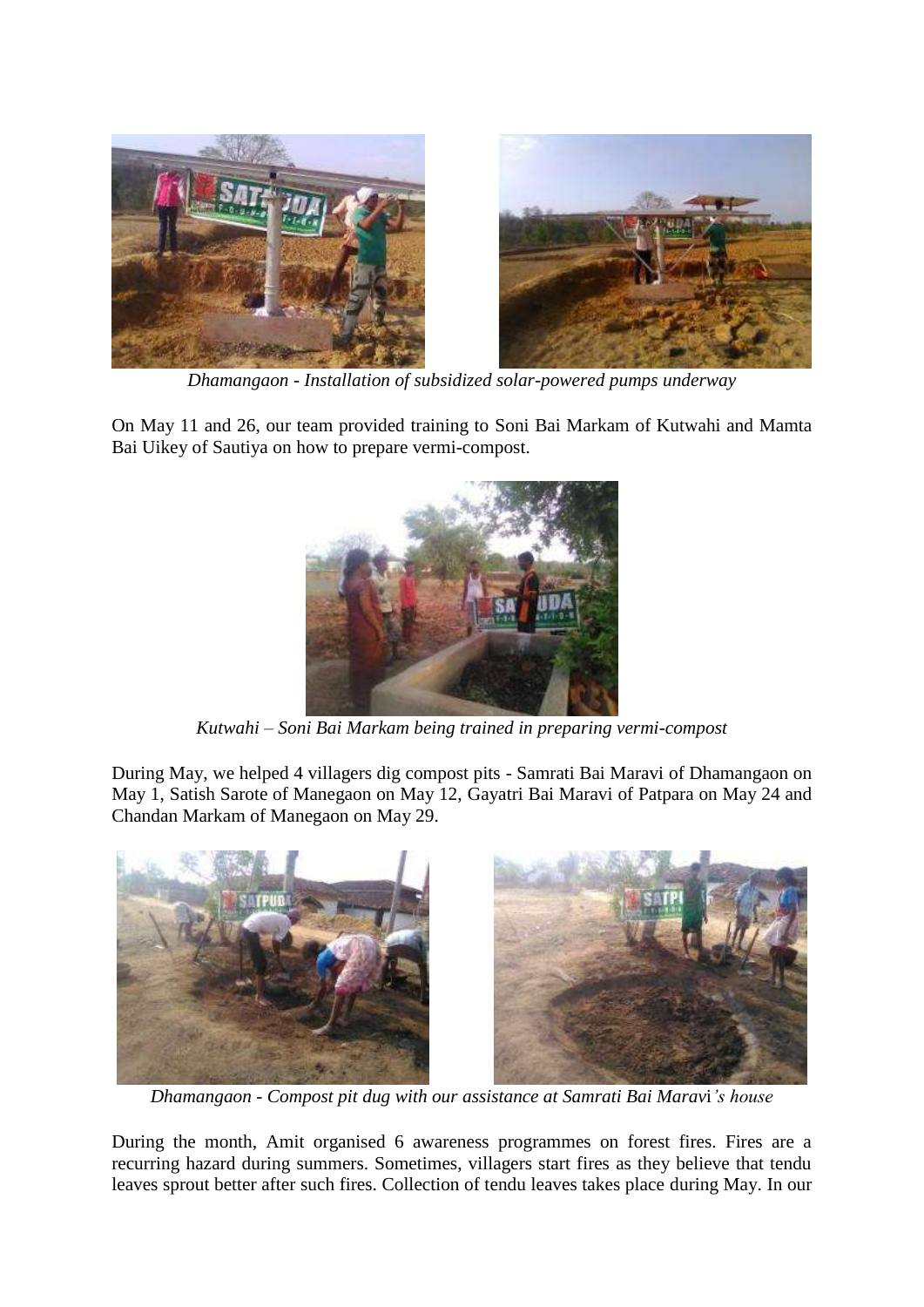*Dhamangaon - Installation of subsidized solar-powered pumps underway*

On May 11 and 26, our team provided training to Soni Bai Markam of Kutwahi and Mamta Bai Uikey of Sautiya on how to prepare vermi-compost.

*Kutwahi – Soni Bai Markam being trained in preparing vermi-compost*

During May, we helped 4 villagers dig compost pits - Samrati Bai Maravi of Dhamangaon on May 1, Satish Sarote of Manegaon on May 12, Gayatri Bai Maravi of Patpara on May 24 and Chandan Markam of Manegaon on May 29.

*Dhamangaon - Compost pit dug with our assistance at Samrati Bai Maravi's house*

During the month, Amit organised 6 awareness programmes on forest fires. Fires are a recurring hazard during summers. Sometimes, villagers start fires as they believe that tendu leaves sprout better after such fires. Collection of tendu leaves takes place during May. In our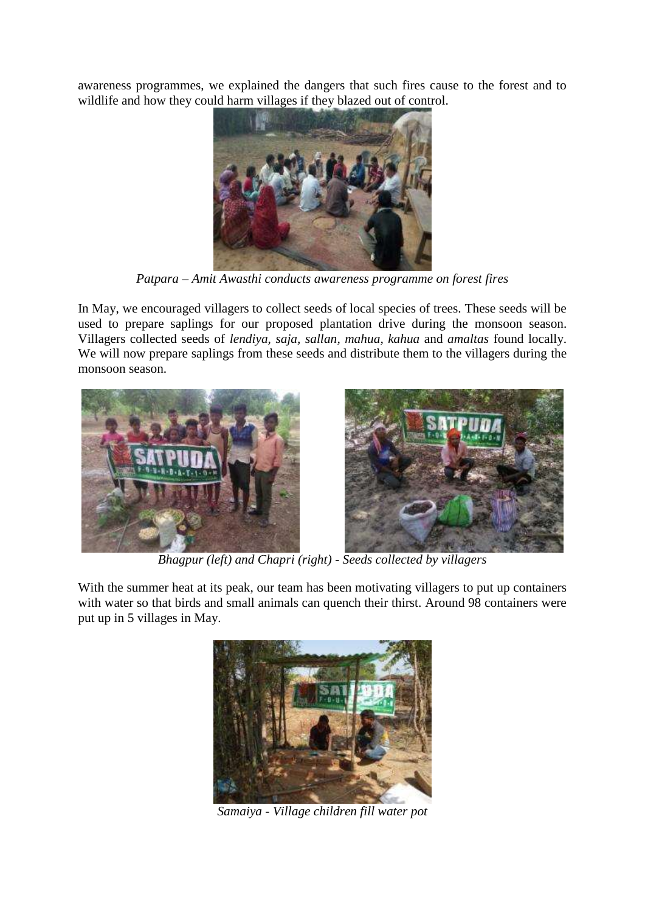awareness programmes, we explained the dangers that such fires cause to the forest and to wildlife and how they could harm villages if they blazed out of control.

*Patpara – Amit Awasthi conducts awareness programme on forest fires*

In May, we encouraged villagers to collect seeds of local species of trees. These seeds will be used to prepare saplings for our proposed plantation drive during the monsoon season. Villagers collected seeds of *lendiya, saja, sallan, mahua, kahua* and *amaltas* found locally. We will now prepare saplings from these seeds and distribute them to the villagers during the monsoon season.

*Bhagpur (left) and Chapri (right) - Seeds collected by villagers*

With the summer heat at its peak, our team has been motivating villagers to put up containers with water so that birds and small animals can quench their thirst. Around 98 containers were put up in 5 villages in May.

*Samaiya - Village children fill water pot*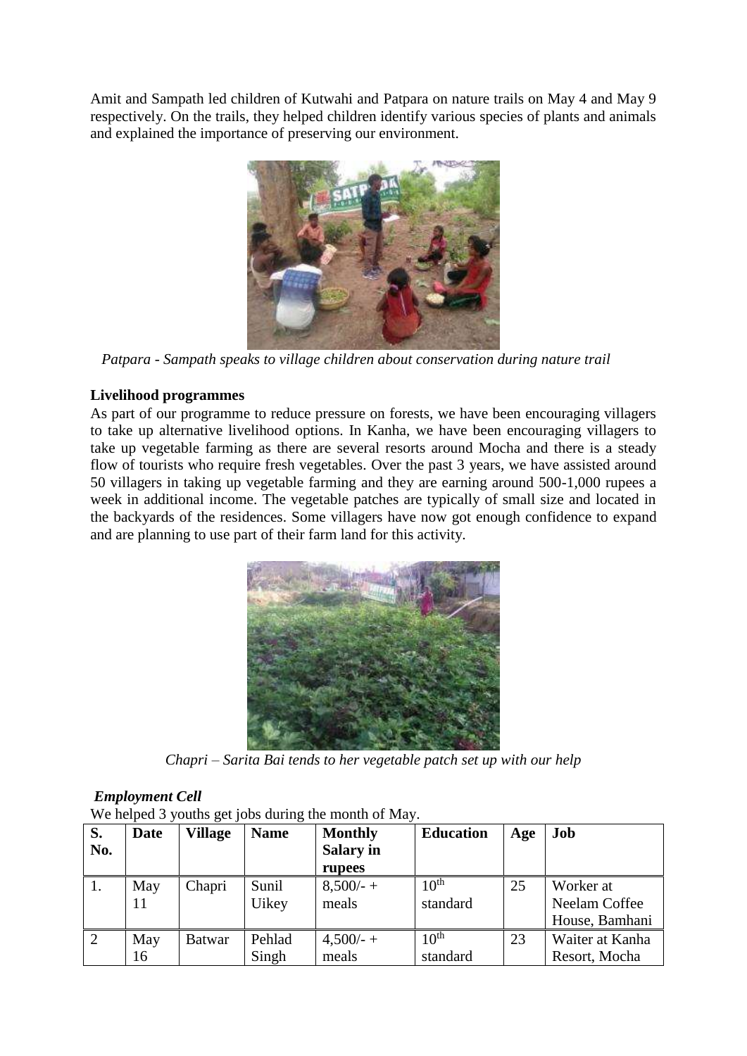Amit and Sampath led children of Kutwahi and Patpara on nature trails on May 4 and May 9 respectively. On the trails, they helped children identify various species of plants and animals and explained the importance of preserving our environment.

*Patpara - Sampath speaks to village children about conservation during nature trail*

**Livelihood programmes**

As part of our programme to reduce pressure on forests, we have been encouraging villagers to take up alternative livelihood options. In Kanha, we have been encouraging villagers to take up vegetable farming as there are several resorts around Mocha and there is a steady flow of tourists who require fresh vegetables. Over the past 3 years, we have assisted around 50 villagers in taking up vegetable farming and they are earning around 500-1,000 rupees a week in additional income. The vegetable patches are typically of small size and located in the backyards of the residences. Some villagers have now got enough confidence to expand and are planning to use part of their farm land for this activity.

*Chapri – Sarita Bai tends to her vegetable patch set up with our help*

***Employment Cell***

We helped 3 youths get jobs during the month of May.

| S. No. | Date | Village | Name | Monthly Salary in rupees | Education | Age | Job |
|---|---|---|---|---|---|---|---|
| 1. | May 11 | Chapri | Sunil Uikey | 8,500/- + meals | 10th standard | 25 | Worker at Neelam Coffee House, Bamhani |
| 2 | May 16 | Batwar | Pehlad Singh | 4,500/- + meals | 10th standard | 23 | Waiter at Kanha Resort, Mocha |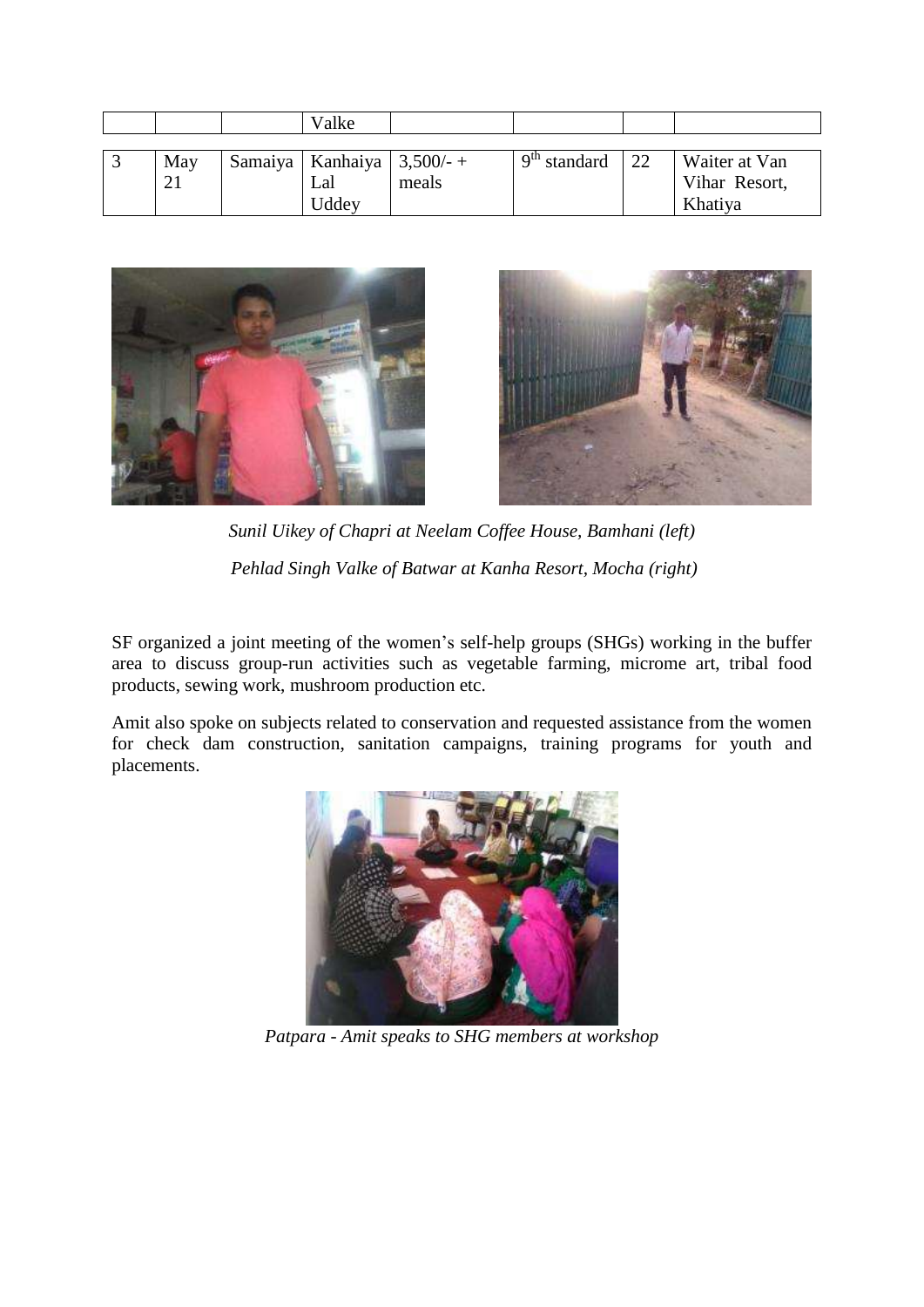| | | | | | | | |
|---|---|---|---|---|---|---|---|
| | | | Valke | | | | |
| 3 | May 21 | Samaiya | Kanhaiya Lal Uddey | 3,500/- + meals | 9th standard | 22 | Waiter at Van Vihar Resort, Khatiya |

*Sunil Uikey of Chapri at Neelam Coffee House, Bamhani (left)*

*Pehlad Singh Valke of Batwar at Kanha Resort, Mocha (right)*

SF organized a joint meeting of the women's self-help groups (SHGs) working in the buffer area to discuss group-run activities such as vegetable farming, microme art, tribal food products, sewing work, mushroom production etc.

Amit also spoke on subjects related to conservation and requested assistance from the women for check dam construction, sanitation campaigns, training programs for youth and placements.

*Patpara - Amit speaks to SHG members at workshop*